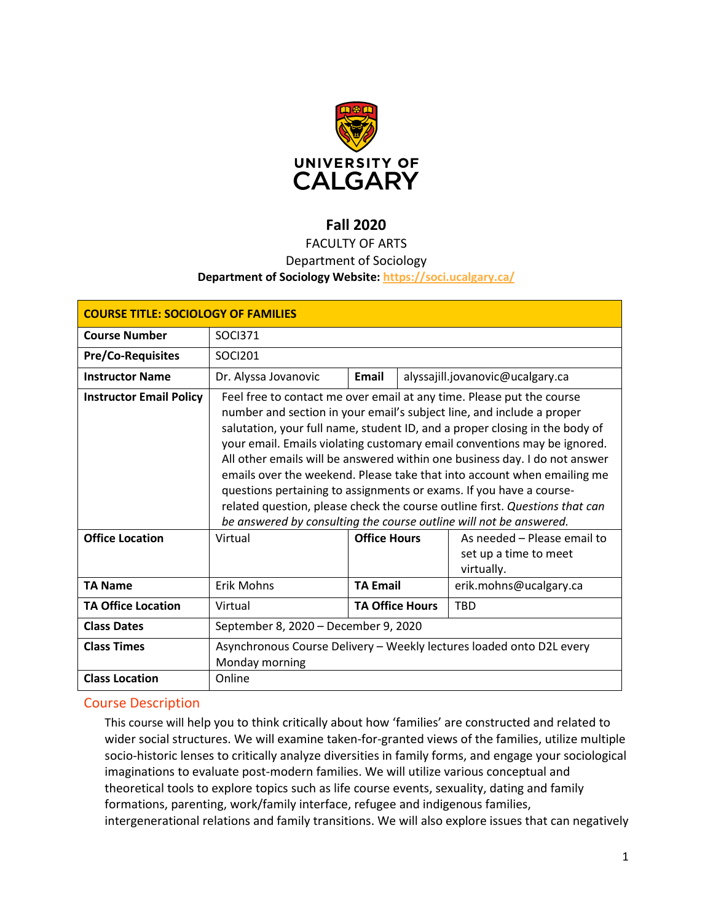UNIVERSITY OF CALGARY

# Fall 2020

FACULTY OF ARTS

Department of Sociology

**Department of Sociology Website: https://soci.ucalgary.ca/**

| **COURSE TITLE: SOCIOLOGY OF FAMILIES** | | | |
|---|---|---|---|
| **Course Number** | SOCI371 | | |
| **Pre/Co-Requisites** | SOCI201 | | |
| **Instructor Name** | Dr. Alyssa Jovanovic | **Email** | alyssajill.jovanovic@ucalgary.ca |
| **Instructor Email Policy** | Feel free to contact me over email at any time. Please put the course number and section in your email's subject line, and include a proper salutation, your full name, student ID, and a proper closing in the body of your email. Emails violating customary email conventions may be ignored. All other emails will be answered within one business day. I do not answer emails over the weekend. Please take that into account when emailing me questions pertaining to assignments or exams. If you have a course-related question, please check the course outline first. *Questions that can be answered by consulting the course outline will not be answered.* | | |
| **Office Location** | Virtual | **Office Hours** | As needed – Please email to set up a time to meet virtually. |
| **TA Name** | Erik Mohns | **TA Email** | erik.mohns@ucalgary.ca |
| **TA Office Location** | Virtual | **TA Office Hours** | TBD |
| **Class Dates** | September 8, 2020 – December 9, 2020 | | |
| **Class Times** | Asynchronous Course Delivery – Weekly lectures loaded onto D2L every Monday morning | | |
| **Class Location** | Online | | |

## Course Description

This course will help you to think critically about how 'families' are constructed and related to wider social structures. We will examine taken-for-granted views of the families, utilize multiple socio-historic lenses to critically analyze diversities in family forms, and engage your sociological imaginations to evaluate post-modern families. We will utilize various conceptual and theoretical tools to explore topics such as life course events, sexuality, dating and family formations, parenting, work/family interface, refugee and indigenous families, intergenerational relations and family transitions. We will also explore issues that can negatively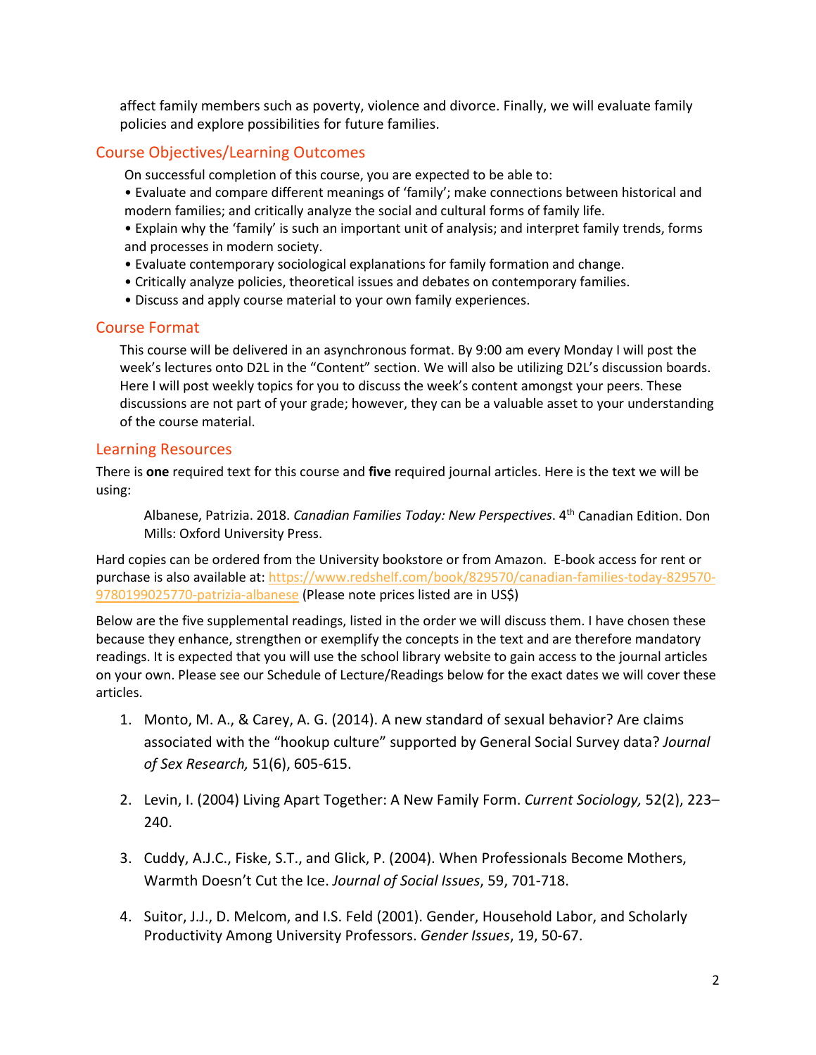affect family members such as poverty, violence and divorce. Finally, we will evaluate family policies and explore possibilities for future families.

## Course Objectives/Learning Outcomes

On successful completion of this course, you are expected to be able to:

- Evaluate and compare different meanings of 'family'; make connections between historical and modern families; and critically analyze the social and cultural forms of family life.
- Explain why the 'family' is such an important unit of analysis; and interpret family trends, forms and processes in modern society.
- Evaluate contemporary sociological explanations for family formation and change.
- Critically analyze policies, theoretical issues and debates on contemporary families.
- Discuss and apply course material to your own family experiences.

## Course Format

This course will be delivered in an asynchronous format. By 9:00 am every Monday I will post the week's lectures onto D2L in the "Content" section. We will also be utilizing D2L's discussion boards. Here I will post weekly topics for you to discuss the week's content amongst your peers. These discussions are not part of your grade; however, they can be a valuable asset to your understanding of the course material.

## Learning Resources

There is **one** required text for this course and **five** required journal articles. Here is the text we will be using:

> Albanese, Patrizia. 2018. *Canadian Families Today: New Perspectives*. 4th Canadian Edition. Don Mills: Oxford University Press.

Hard copies can be ordered from the University bookstore or from Amazon. E-book access for rent or purchase is also available at: [https://www.redshelf.com/book/829570/canadian-families-today-829570-9780199025770-patrizia-albanese](https://www.redshelf.com/book/829570/canadian-families-today-829570-9780199025770-patrizia-albanese) (Please note prices listed are in US$)

Below are the five supplemental readings, listed in the order we will discuss them. I have chosen these because they enhance, strengthen or exemplify the concepts in the text and are therefore mandatory readings. It is expected that you will use the school library website to gain access to the journal articles on your own. Please see our Schedule of Lecture/Readings below for the exact dates we will cover these articles.

1. Monto, M. A., & Carey, A. G. (2014). A new standard of sexual behavior? Are claims associated with the "hookup culture" supported by General Social Survey data? *Journal of Sex Research,* 51(6), 605-615.
2. Levin, I. (2004) Living Apart Together: A New Family Form. *Current Sociology,* 52(2), 223–240.
3. Cuddy, A.J.C., Fiske, S.T., and Glick, P. (2004). When Professionals Become Mothers, Warmth Doesn't Cut the Ice. *Journal of Social Issues*, 59, 701-718.
4. Suitor, J.J., D. Melcom, and I.S. Feld (2001). Gender, Household Labor, and Scholarly Productivity Among University Professors. *Gender Issues*, 19, 50-67.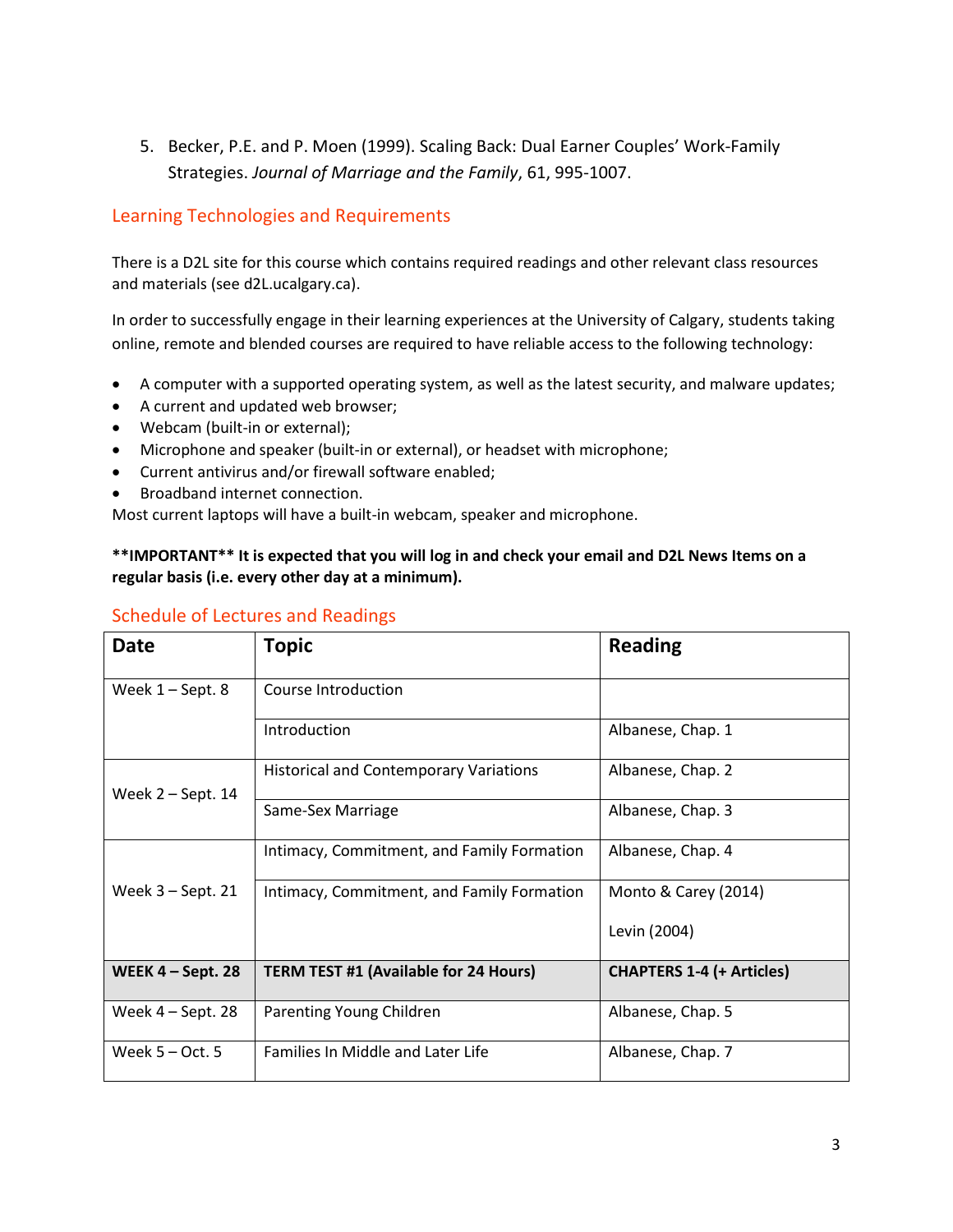5. Becker, P.E. and P. Moen (1999). Scaling Back: Dual Earner Couples' Work-Family Strategies. *Journal of Marriage and the Family*, 61, 995-1007.

## Learning Technologies and Requirements

There is a D2L site for this course which contains required readings and other relevant class resources and materials (see d2L.ucalgary.ca).

In order to successfully engage in their learning experiences at the University of Calgary, students taking online, remote and blended courses are required to have reliable access to the following technology:

- A computer with a supported operating system, as well as the latest security, and malware updates;
- A current and updated web browser;
- Webcam (built-in or external);
- Microphone and speaker (built-in or external), or headset with microphone;
- Current antivirus and/or firewall software enabled;
- Broadband internet connection.

Most current laptops will have a built-in webcam, speaker and microphone.

**\*\*IMPORTANT\*\* It is expected that you will log in and check your email and D2L News Items on a regular basis (i.e. every other day at a minimum).**

## Schedule of Lectures and Readings

| Date | Topic | Reading |
|---|---|---|
| Week 1 – Sept. 8 | Course Introduction | |
| | Introduction | Albanese, Chap. 1 |
| Week 2 – Sept. 14 | Historical and Contemporary Variations | Albanese, Chap. 2 |
| | Same-Sex Marriage | Albanese, Chap. 3 |
| Week 3 – Sept. 21 | Intimacy, Commitment, and Family Formation | Albanese, Chap. 4 |
| | Intimacy, Commitment, and Family Formation | Monto & Carey (2014)<br>Levin (2004) |
| **WEEK 4 – Sept. 28** | **TERM TEST #1 (Available for 24 Hours)** | **CHAPTERS 1-4 (+ Articles)** |
| Week 4 – Sept. 28 | Parenting Young Children | Albanese, Chap. 5 |
| Week 5 – Oct. 5 | Families In Middle and Later Life | Albanese, Chap. 7 |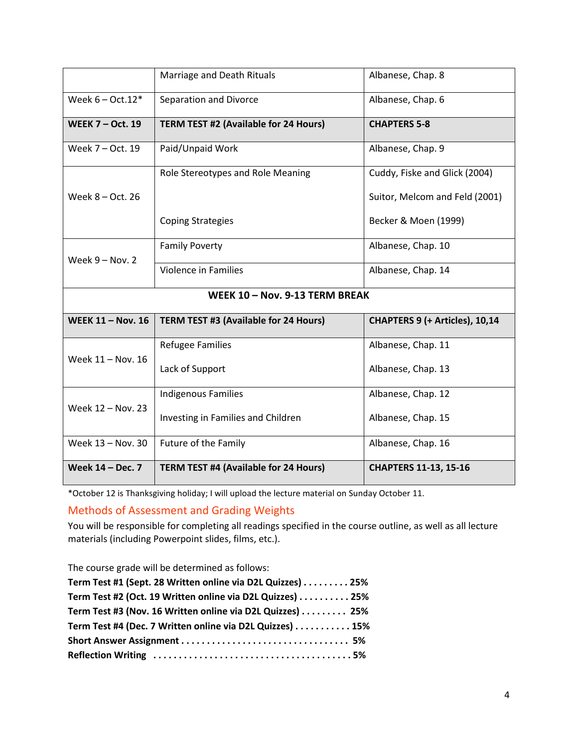| | | |
|---|---|---|
| | Marriage and Death Rituals | Albanese, Chap. 8 |
| Week 6 – Oct.12* | Separation and Divorce | Albanese, Chap. 6 |
| **WEEK 7 – Oct. 19** | **TERM TEST #2 (Available for 24 Hours)** | **CHAPTERS 5-8** |
| Week 7 – Oct. 19 | Paid/Unpaid Work | Albanese, Chap. 9 |
| Week 8 – Oct. 26 | Role Stereotypes and Role Meaning | Cuddy, Fiske and Glick (2004) |
| | | Suitor, Melcom and Feld (2001) |
| | Coping Strategies | Becker & Moen (1999) |
| Week 9 – Nov. 2 | Family Poverty | Albanese, Chap. 10 |
| | Violence in Families | Albanese, Chap. 14 |
| **WEEK 10 – Nov. 9-13 TERM BREAK** | | |
| **WEEK 11 – Nov. 16** | **TERM TEST #3 (Available for 24 Hours)** | **CHAPTERS 9 (+ Articles), 10,14** |
| Week 11 – Nov. 16 | Refugee Families | Albanese, Chap. 11 |
| | Lack of Support | Albanese, Chap. 13 |
| Week 12 – Nov. 23 | Indigenous Families | Albanese, Chap. 12 |
| | Investing in Families and Children | Albanese, Chap. 15 |
| Week 13 – Nov. 30 | Future of the Family | Albanese, Chap. 16 |
| **Week 14 – Dec. 7** | **TERM TEST #4 (Available for 24 Hours)** | **CHAPTERS 11-13, 15-16** |

*October 12 is Thanksgiving holiday; I will upload the lecture material on Sunday October 11.

## Methods of Assessment and Grading Weights

You will be responsible for completing all readings specified in the course outline, as well as all lecture materials (including Powerpoint slides, films, etc.).

The course grade will be determined as follows:

**Term Test #1 (Sept. 28 Written online via D2L Quizzes) . . . . . . . . . 25%**
**Term Test #2 (Oct. 19 Written online via D2L Quizzes) . . . . . . . . . . 25%**
**Term Test #3 (Nov. 16 Written online via D2L Quizzes) . . . . . . . . . 25%**
**Term Test #4 (Dec. 7 Written online via D2L Quizzes) . . . . . . . . . . . 15%**
**Short Answer Assignment . . . . . . . . . . . . . . . . . . . . . . . . . . . . . . . . 5%**
**Reflection Writing . . . . . . . . . . . . . . . . . . . . . . . . . . . . . . . . . . . . . 5%**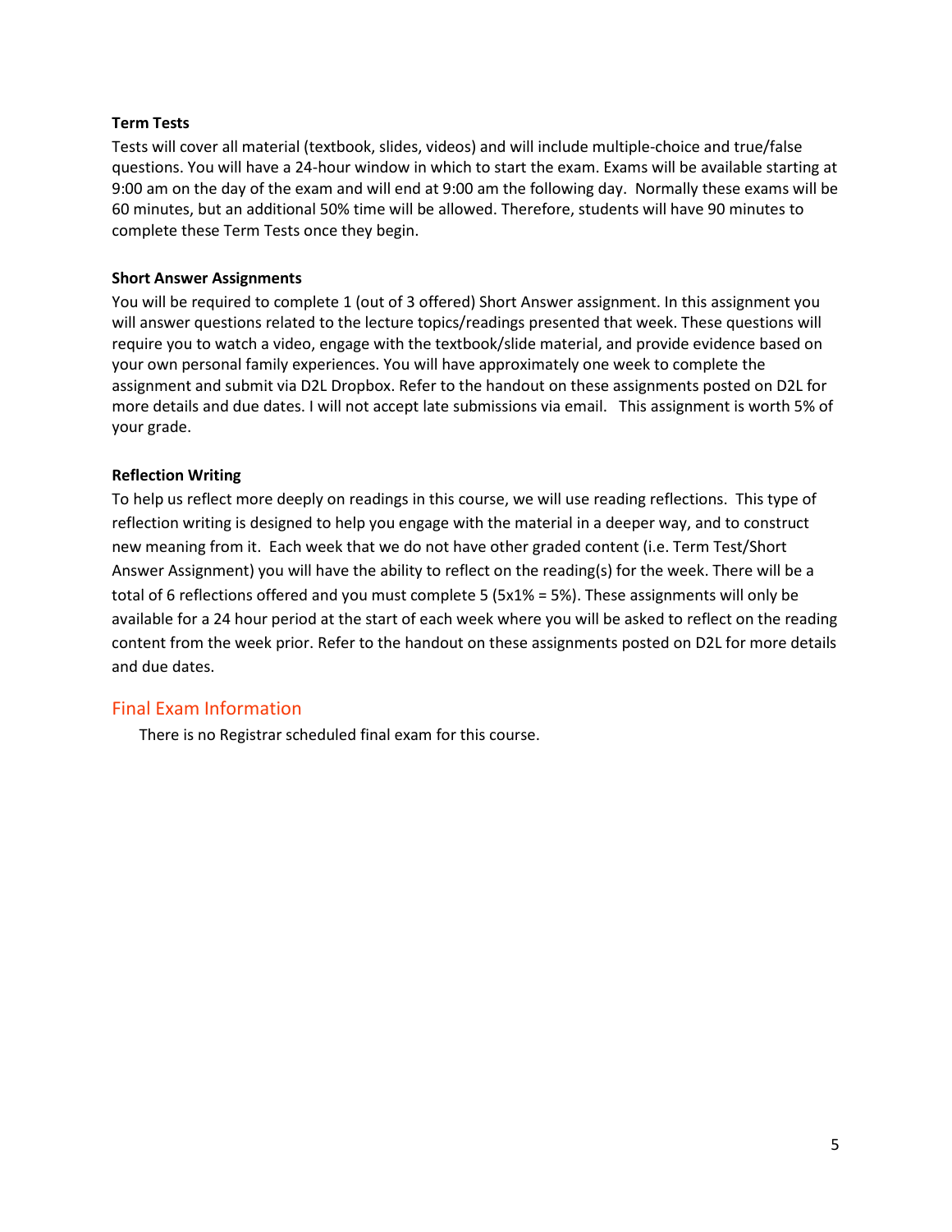**Term Tests**

Tests will cover all material (textbook, slides, videos) and will include multiple-choice and true/false questions. You will have a 24-hour window in which to start the exam. Exams will be available starting at 9:00 am on the day of the exam and will end at 9:00 am the following day. Normally these exams will be 60 minutes, but an additional 50% time will be allowed. Therefore, students will have 90 minutes to complete these Term Tests once they begin.

**Short Answer Assignments**

You will be required to complete 1 (out of 3 offered) Short Answer assignment. In this assignment you will answer questions related to the lecture topics/readings presented that week. These questions will require you to watch a video, engage with the textbook/slide material, and provide evidence based on your own personal family experiences. You will have approximately one week to complete the assignment and submit via D2L Dropbox. Refer to the handout on these assignments posted on D2L for more details and due dates. I will not accept late submissions via email. This assignment is worth 5% of your grade.

**Reflection Writing**

To help us reflect more deeply on readings in this course, we will use reading reflections. This type of reflection writing is designed to help you engage with the material in a deeper way, and to construct new meaning from it. Each week that we do not have other graded content (i.e. Term Test/Short Answer Assignment) you will have the ability to reflect on the reading(s) for the week. There will be a total of 6 reflections offered and you must complete 5 (5x1% = 5%). These assignments will only be available for a 24 hour period at the start of each week where you will be asked to reflect on the reading content from the week prior. Refer to the handout on these assignments posted on D2L for more details and due dates.

## Final Exam Information

There is no Registrar scheduled final exam for this course.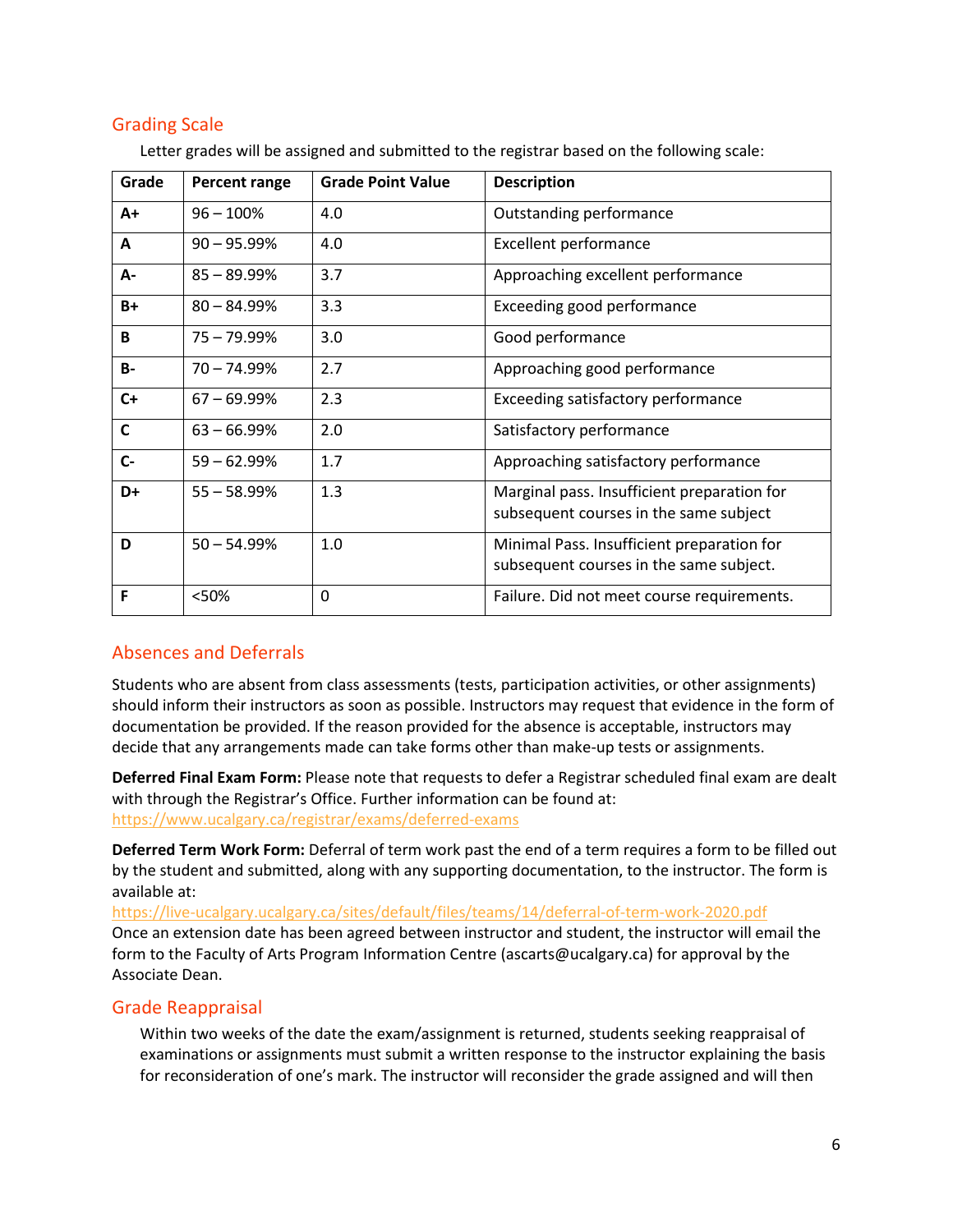## Grading Scale

Letter grades will be assigned and submitted to the registrar based on the following scale:

| Grade | Percent range | Grade Point Value | Description |
|---|---|---|---|
| **A+** | 96 – 100% | 4.0 | Outstanding performance |
| **A** | 90 – 95.99% | 4.0 | Excellent performance |
| **A-** | 85 – 89.99% | 3.7 | Approaching excellent performance |
| **B+** | 80 – 84.99% | 3.3 | Exceeding good performance |
| **B** | 75 – 79.99% | 3.0 | Good performance |
| **B-** | 70 – 74.99% | 2.7 | Approaching good performance |
| **C+** | 67 – 69.99% | 2.3 | Exceeding satisfactory performance |
| **C** | 63 – 66.99% | 2.0 | Satisfactory performance |
| **C-** | 59 – 62.99% | 1.7 | Approaching satisfactory performance |
| **D+** | 55 – 58.99% | 1.3 | Marginal pass. Insufficient preparation for subsequent courses in the same subject |
| **D** | 50 – 54.99% | 1.0 | Minimal Pass. Insufficient preparation for subsequent courses in the same subject. |
| **F** | <50% | 0 | Failure. Did not meet course requirements. |

## Absences and Deferrals

Students who are absent from class assessments (tests, participation activities, or other assignments) should inform their instructors as soon as possible. Instructors may request that evidence in the form of documentation be provided. If the reason provided for the absence is acceptable, instructors may decide that any arrangements made can take forms other than make-up tests or assignments.

**Deferred Final Exam Form:** Please note that requests to defer a Registrar scheduled final exam are dealt with through the Registrar's Office. Further information can be found at: https://www.ucalgary.ca/registrar/exams/deferred-exams

**Deferred Term Work Form:** Deferral of term work past the end of a term requires a form to be filled out by the student and submitted, along with any supporting documentation, to the instructor. The form is available at:
https://live-ucalgary.ucalgary.ca/sites/default/files/teams/14/deferral-of-term-work-2020.pdf
Once an extension date has been agreed between instructor and student, the instructor will email the form to the Faculty of Arts Program Information Centre (ascarts@ucalgary.ca) for approval by the Associate Dean.

## Grade Reappraisal

Within two weeks of the date the exam/assignment is returned, students seeking reappraisal of examinations or assignments must submit a written response to the instructor explaining the basis for reconsideration of one's mark. The instructor will reconsider the grade assigned and will then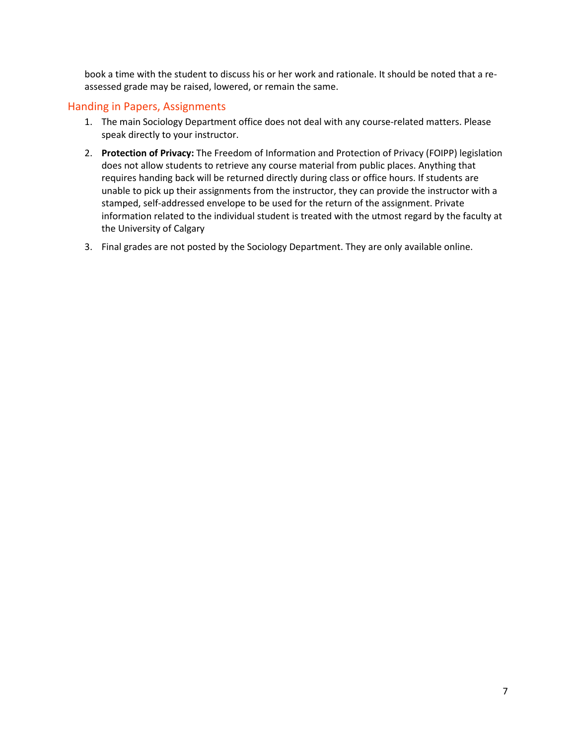book a time with the student to discuss his or her work and rationale. It should be noted that a re-assessed grade may be raised, lowered, or remain the same.

## Handing in Papers, Assignments

1. The main Sociology Department office does not deal with any course-related matters. Please speak directly to your instructor.
2. **Protection of Privacy:** The Freedom of Information and Protection of Privacy (FOIPP) legislation does not allow students to retrieve any course material from public places. Anything that requires handing back will be returned directly during class or office hours. If students are unable to pick up their assignments from the instructor, they can provide the instructor with a stamped, self-addressed envelope to be used for the return of the assignment. Private information related to the individual student is treated with the utmost regard by the faculty at the University of Calgary
3. Final grades are not posted by the Sociology Department. They are only available online.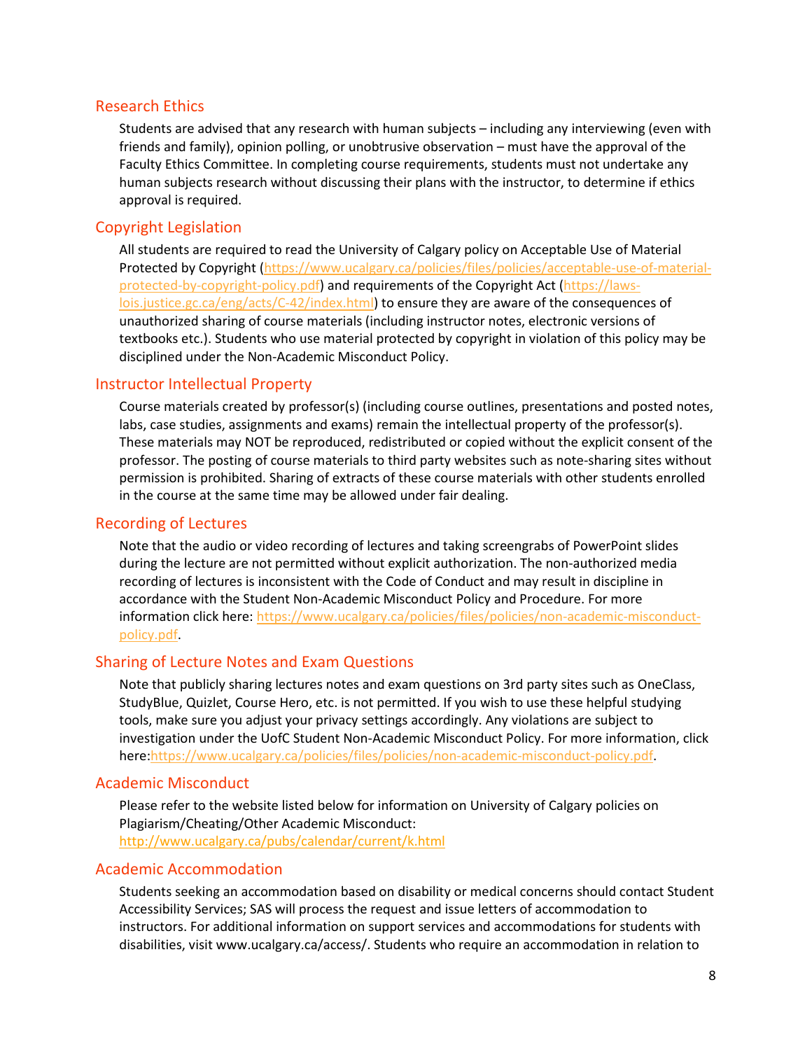## Research Ethics

Students are advised that any research with human subjects – including any interviewing (even with friends and family), opinion polling, or unobtrusive observation – must have the approval of the Faculty Ethics Committee. In completing course requirements, students must not undertake any human subjects research without discussing their plans with the instructor, to determine if ethics approval is required.

## Copyright Legislation

All students are required to read the University of Calgary policy on Acceptable Use of Material Protected by Copyright (https://www.ucalgary.ca/policies/files/policies/acceptable-use-of-material-protected-by-copyright-policy.pdf) and requirements of the Copyright Act (https://laws-lois.justice.gc.ca/eng/acts/C-42/index.html) to ensure they are aware of the consequences of unauthorized sharing of course materials (including instructor notes, electronic versions of textbooks etc.). Students who use material protected by copyright in violation of this policy may be disciplined under the Non-Academic Misconduct Policy.

## Instructor Intellectual Property

Course materials created by professor(s) (including course outlines, presentations and posted notes, labs, case studies, assignments and exams) remain the intellectual property of the professor(s). These materials may NOT be reproduced, redistributed or copied without the explicit consent of the professor. The posting of course materials to third party websites such as note-sharing sites without permission is prohibited. Sharing of extracts of these course materials with other students enrolled in the course at the same time may be allowed under fair dealing.

## Recording of Lectures

Note that the audio or video recording of lectures and taking screengrabs of PowerPoint slides during the lecture are not permitted without explicit authorization. The non-authorized media recording of lectures is inconsistent with the Code of Conduct and may result in discipline in accordance with the Student Non-Academic Misconduct Policy and Procedure. For more information click here: https://www.ucalgary.ca/policies/files/policies/non-academic-misconduct-policy.pdf.

## Sharing of Lecture Notes and Exam Questions

Note that publicly sharing lectures notes and exam questions on 3rd party sites such as OneClass, StudyBlue, Quizlet, Course Hero, etc. is not permitted. If you wish to use these helpful studying tools, make sure you adjust your privacy settings accordingly. Any violations are subject to investigation under the UofC Student Non-Academic Misconduct Policy. For more information, click here:https://www.ucalgary.ca/policies/files/policies/non-academic-misconduct-policy.pdf.

## Academic Misconduct

Please refer to the website listed below for information on University of Calgary policies on Plagiarism/Cheating/Other Academic Misconduct:
http://www.ucalgary.ca/pubs/calendar/current/k.html

## Academic Accommodation

Students seeking an accommodation based on disability or medical concerns should contact Student Accessibility Services; SAS will process the request and issue letters of accommodation to instructors. For additional information on support services and accommodations for students with disabilities, visit www.ucalgary.ca/access/. Students who require an accommodation in relation to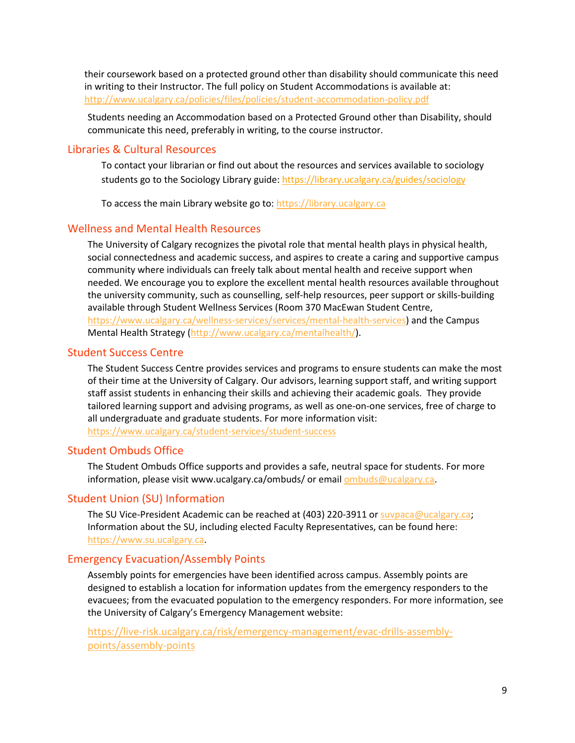their coursework based on a protected ground other than disability should communicate this need in writing to their Instructor. The full policy on Student Accommodations is available at: http://www.ucalgary.ca/policies/files/policies/student-accommodation-policy.pdf

Students needing an Accommodation based on a Protected Ground other than Disability, should communicate this need, preferably in writing, to the course instructor.

## Libraries & Cultural Resources

To contact your librarian or find out about the resources and services available to sociology students go to the Sociology Library guide: https://library.ucalgary.ca/guides/sociology

To access the main Library website go to: https://library.ucalgary.ca

## Wellness and Mental Health Resources

The University of Calgary recognizes the pivotal role that mental health plays in physical health, social connectedness and academic success, and aspires to create a caring and supportive campus community where individuals can freely talk about mental health and receive support when needed. We encourage you to explore the excellent mental health resources available throughout the university community, such as counselling, self-help resources, peer support or skills-building available through Student Wellness Services (Room 370 MacEwan Student Centre, https://www.ucalgary.ca/wellness-services/services/mental-health-services) and the Campus Mental Health Strategy (http://www.ucalgary.ca/mentalhealth/).

## Student Success Centre

The Student Success Centre provides services and programs to ensure students can make the most of their time at the University of Calgary. Our advisors, learning support staff, and writing support staff assist students in enhancing their skills and achieving their academic goals. They provide tailored learning support and advising programs, as well as one-on-one services, free of charge to all undergraduate and graduate students. For more information visit: https://www.ucalgary.ca/student-services/student-success

## Student Ombuds Office

The Student Ombuds Office supports and provides a safe, neutral space for students. For more information, please visit www.ucalgary.ca/ombuds/ or email ombuds@ucalgary.ca.

## Student Union (SU) Information

The SU Vice-President Academic can be reached at (403) 220-3911 or suvpaca@ucalgary.ca; Information about the SU, including elected Faculty Representatives, can be found here: https://www.su.ucalgary.ca.

## Emergency Evacuation/Assembly Points

Assembly points for emergencies have been identified across campus. Assembly points are designed to establish a location for information updates from the emergency responders to the evacuees; from the evacuated population to the emergency responders. For more information, see the University of Calgary's Emergency Management website:

https://live-risk.ucalgary.ca/risk/emergency-management/evac-drills-assembly-points/assembly-points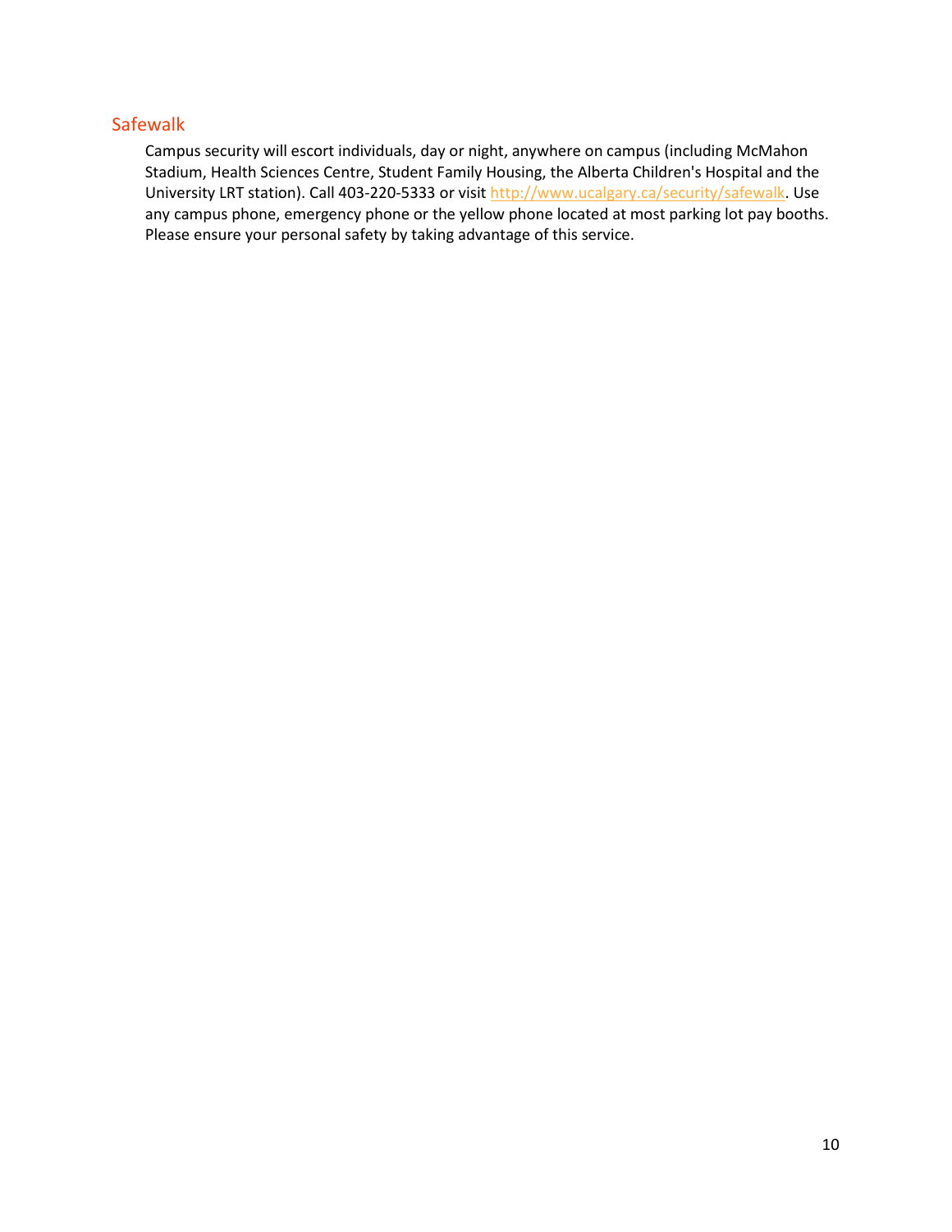## Safewalk

Campus security will escort individuals, day or night, anywhere on campus (including McMahon Stadium, Health Sciences Centre, Student Family Housing, the Alberta Children's Hospital and the University LRT station). Call 403-220-5333 or visit http://www.ucalgary.ca/security/safewalk. Use any campus phone, emergency phone or the yellow phone located at most parking lot pay booths. Please ensure your personal safety by taking advantage of this service.